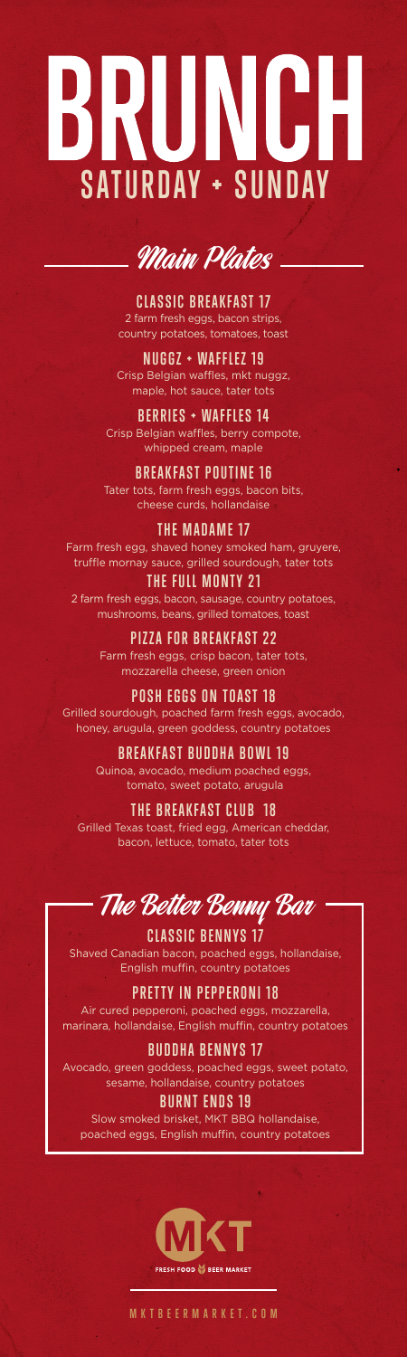# BRUNCH
## SATURDAY + SUNDAY

## Main Plates

### CLASSIC BREAKFAST 17
2 farm fresh eggs, bacon strips, country potatoes, tomatoes, toast

### NUGGZ + WAFFLEZ 19
Crisp Belgian waffles, mkt nuggz, maple, hot sauce, tater tots

### BERRIES + WAFFLES 14
Crisp Belgian waffles, berry compote, whipped cream, maple

### BREAKFAST POUTINE 16
Tater tots, farm fresh eggs, bacon bits, cheese curds, hollandaise

### THE MADAME 17
Farm fresh egg, shaved honey smoked ham, gruyere, truffle mornay sauce, grilled sourdough, tater tots

### THE FULL MONTY 21
2 farm fresh eggs, bacon, sausage, country potatoes, mushrooms, beans, grilled tomatoes, toast

### PIZZA FOR BREAKFAST 22
Farm fresh eggs, crisp bacon, tater tots, mozzarella cheese, green onion

### POSH EGGS ON TOAST 18
Grilled sourdough, poached farm fresh eggs, avocado, honey, arugula, green goddess, country potatoes

### BREAKFAST BUDDHA BOWL 19
Quinoa, avocado, medium poached eggs, tomato, sweet potato, arugula

### THE BREAKFAST CLUB 18
Grilled Texas toast, fried egg, American cheddar, bacon, lettuce, tomato, tater tots

## The Better Benny Bar

### CLASSIC BENNYS 17
Shaved Canadian bacon, poached eggs, hollandaise, English muffin, country potatoes

### PRETTY IN PEPPERONI 18
Air cured pepperoni, poached eggs, mozzarella, marinara, hollandaise, English muffin, country potatoes

### BUDDHA BENNYS 17
Avocado, green goddess, poached eggs, sweet potato, sesame, hollandaise, country potatoes

### BURNT ENDS 19
Slow smoked brisket, MKT BBQ hollandaise, poached eggs, English muffin, country potatoes

MKT
FRESH FOOD BEER MARKET

MKTBEERMARKET.COM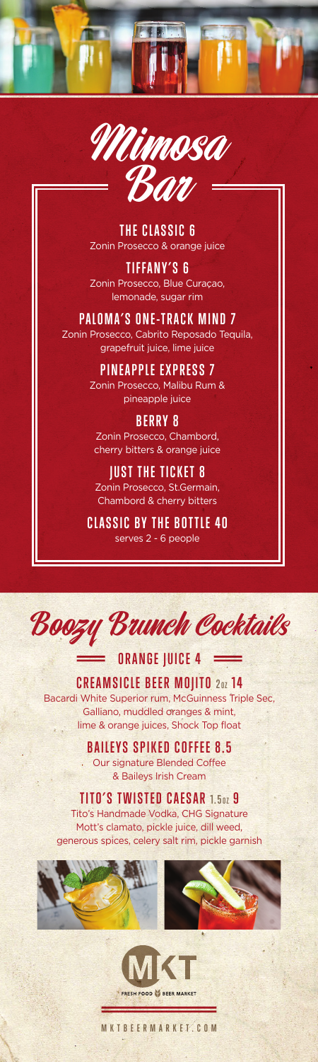# Mimosa Bar

**THE CLASSIC 6**
Zonin Prosecco & orange juice

**TIFFANY'S 6**
Zonin Prosecco, Blue Curaçao, lemonade, sugar rim

**PALOMA'S ONE-TRACK MIND 7**
Zonin Prosecco, Cabrito Reposado Tequila, grapefruit juice, lime juice

**PINEAPPLE EXPRESS 7**
Zonin Prosecco, Malibu Rum & pineapple juice

**BERRY 8**
Zonin Prosecco, Chambord, cherry bitters & orange juice

**JUST THE TICKET 8**
Zonin Prosecco, St.Germain, Chambord & cherry bitters

**CLASSIC BY THE BOTTLE 40**
serves 2 - 6 people

# Boozy Brunch Cocktails

**ORANGE JUICE 4**

**CREAMSICLE BEER MOJITO 2oz 14**
Bacardi White Superior rum, McGuinness Triple Sec, Galliano, muddled oranges & mint, lime & orange juices, Shock Top float

**BAILEYS SPIKED COFFEE 8.5**
Our signature Blended Coffee & Baileys Irish Cream

**TITO'S TWISTED CAESAR 1.5oz 9**
Tito's Handmade Vodka, CHG Signature Mott's clamato, pickle juice, dill weed, generous spices, celery salt rim, pickle garnish

MKT
FRESH FOOD BEER MARKET

MKTBEERMARKET.COM